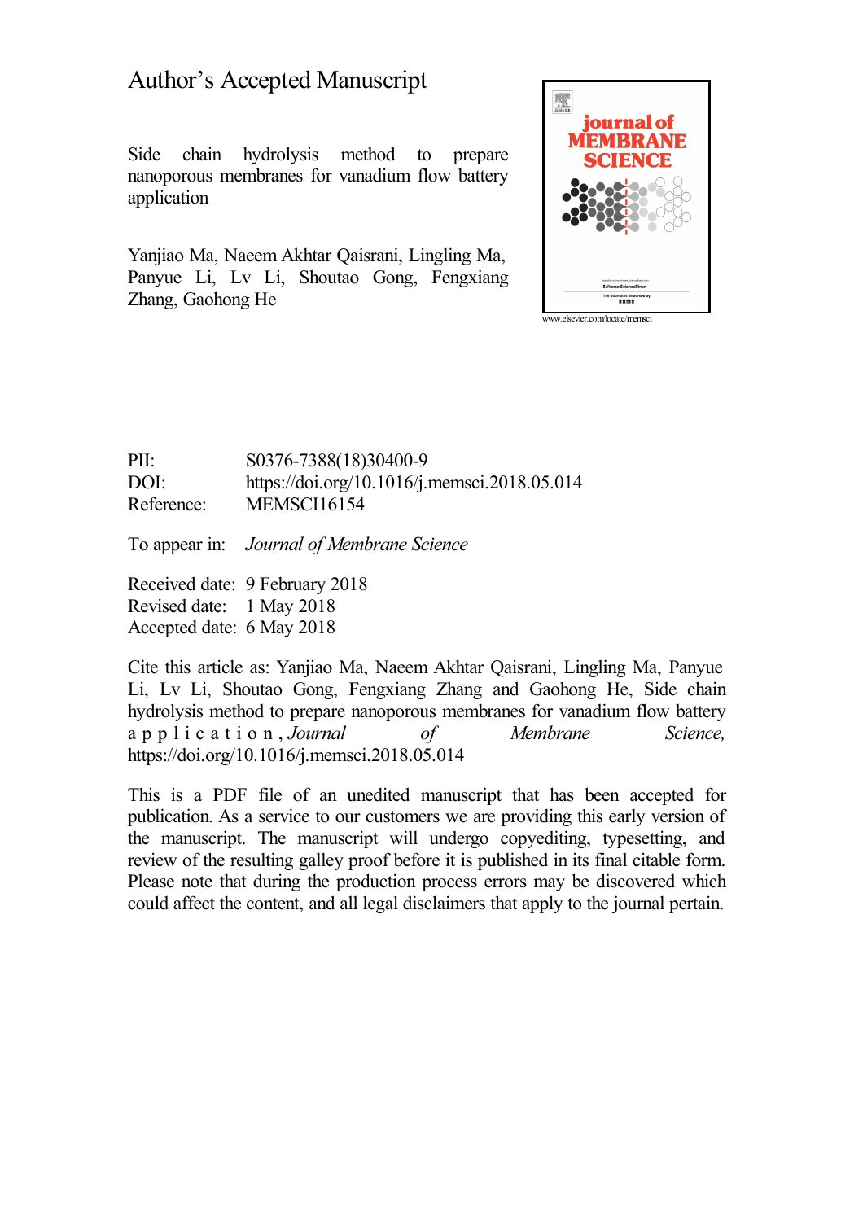# Author's Accepted Manuscript

Side chain hydrolysis method to prepare nanoporous membranes for vanadium flow battery application

Yanjiao Ma, Naeem Akhtar Qaisrani, Lingling Ma, Panyue Li, Lv Li, Shoutao Gong, Fengxiang Zhang, Gaohong He

www.elsevier.com/locate/memsci

PII: S0376-7388(18)30400-9
DOI: https://doi.org/10.1016/j.memsci.2018.05.014
Reference: MEMSCI16154

To appear in: *Journal of Membrane Science*

Received date: 9 February 2018
Revised date: 1 May 2018
Accepted date: 6 May 2018

Cite this article as: Yanjiao Ma, Naeem Akhtar Qaisrani, Lingling Ma, Panyue Li, Lv Li, Shoutao Gong, Fengxiang Zhang and Gaohong He, Side chain hydrolysis method to prepare nanoporous membranes for vanadium flow battery application, *Journal of Membrane Science,* https://doi.org/10.1016/j.memsci.2018.05.014

This is a PDF file of an unedited manuscript that has been accepted for publication. As a service to our customers we are providing this early version of the manuscript. The manuscript will undergo copyediting, typesetting, and review of the resulting galley proof before it is published in its final citable form. Please note that during the production process errors may be discovered which could affect the content, and all legal disclaimers that apply to the journal pertain.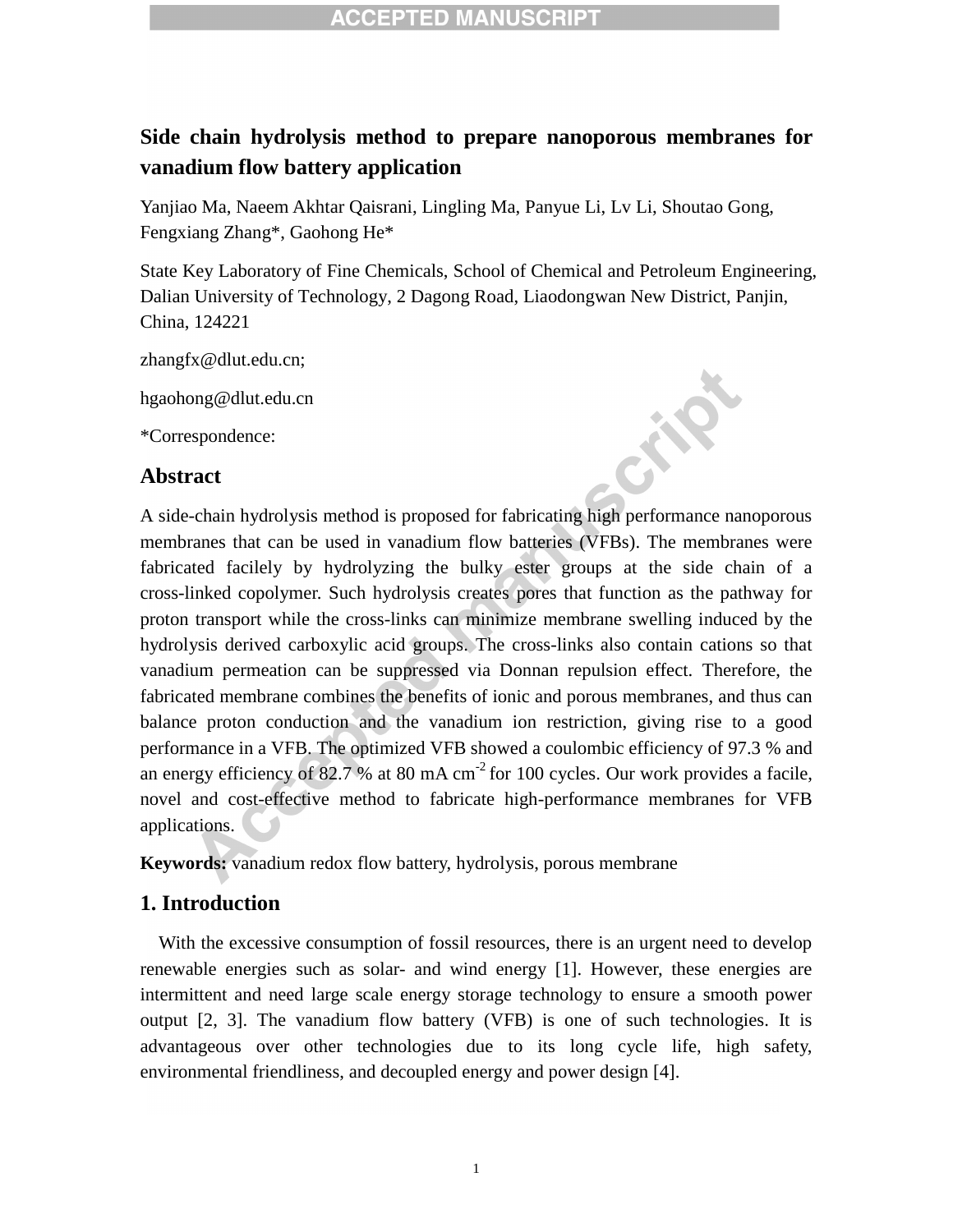# Side chain hydrolysis method to prepare nanoporous membranes for vanadium flow battery application

Yanjiao Ma, Naeem Akhtar Qaisrani, Lingling Ma, Panyue Li, Lv Li, Shoutao Gong, Fengxiang Zhang*, Gaohong He*

State Key Laboratory of Fine Chemicals, School of Chemical and Petroleum Engineering, Dalian University of Technology, 2 Dagong Road, Liaodongwan New District, Panjin, China, 124221

zhangfx@dlut.edu.cn;

hgaohong@dlut.edu.cn

*Correspondence:

## Abstract

A side-chain hydrolysis method is proposed for fabricating high performance nanoporous membranes that can be used in vanadium flow batteries (VFBs). The membranes were fabricated facilely by hydrolyzing the bulky ester groups at the side chain of a cross-linked copolymer. Such hydrolysis creates pores that function as the pathway for proton transport while the cross-links can minimize membrane swelling induced by the hydrolysis derived carboxylic acid groups. The cross-links also contain cations so that vanadium permeation can be suppressed via Donnan repulsion effect. Therefore, the fabricated membrane combines the benefits of ionic and porous membranes, and thus can balance proton conduction and the vanadium ion restriction, giving rise to a good performance in a VFB. The optimized VFB showed a coulombic efficiency of 97.3 % and an energy efficiency of 82.7 % at 80 mA $cm^{-2}$ for 100 cycles. Our work provides a facile, novel and cost-effective method to fabricate high-performance membranes for VFB applications.

**Keywords:** vanadium redox flow battery, hydrolysis, porous membrane

## 1. Introduction

With the excessive consumption of fossil resources, there is an urgent need to develop renewable energies such as solar- and wind energy [1]. However, these energies are intermittent and need large scale energy storage technology to ensure a smooth power output [2, 3]. The vanadium flow battery (VFB) is one of such technologies. It is advantageous over other technologies due to its long cycle life, high safety, environmental friendliness, and decoupled energy and power design [4].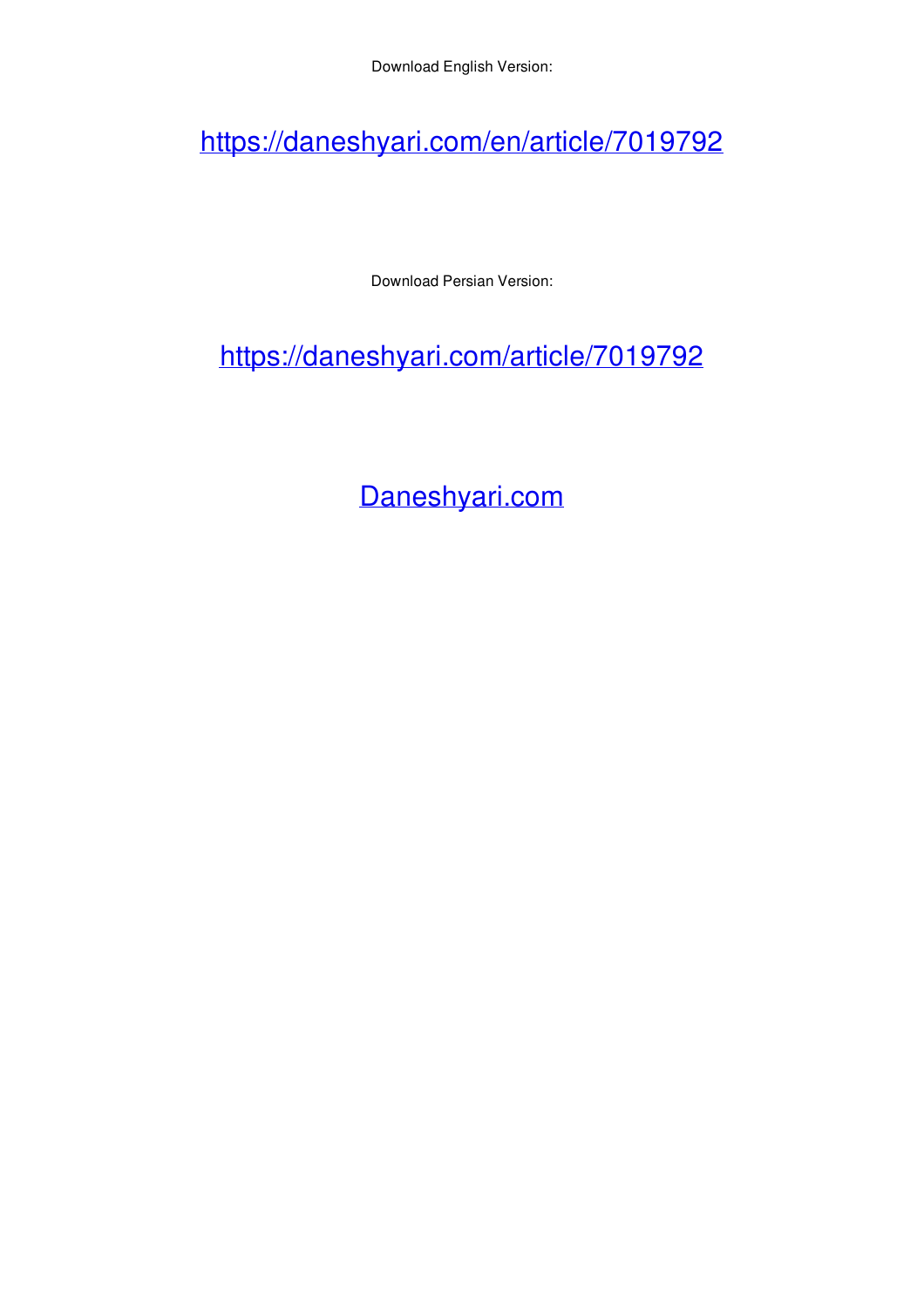Download English Version:

https://daneshyari.com/en/article/7019792

Download Persian Version:

https://daneshyari.com/article/7019792

Daneshyari.com